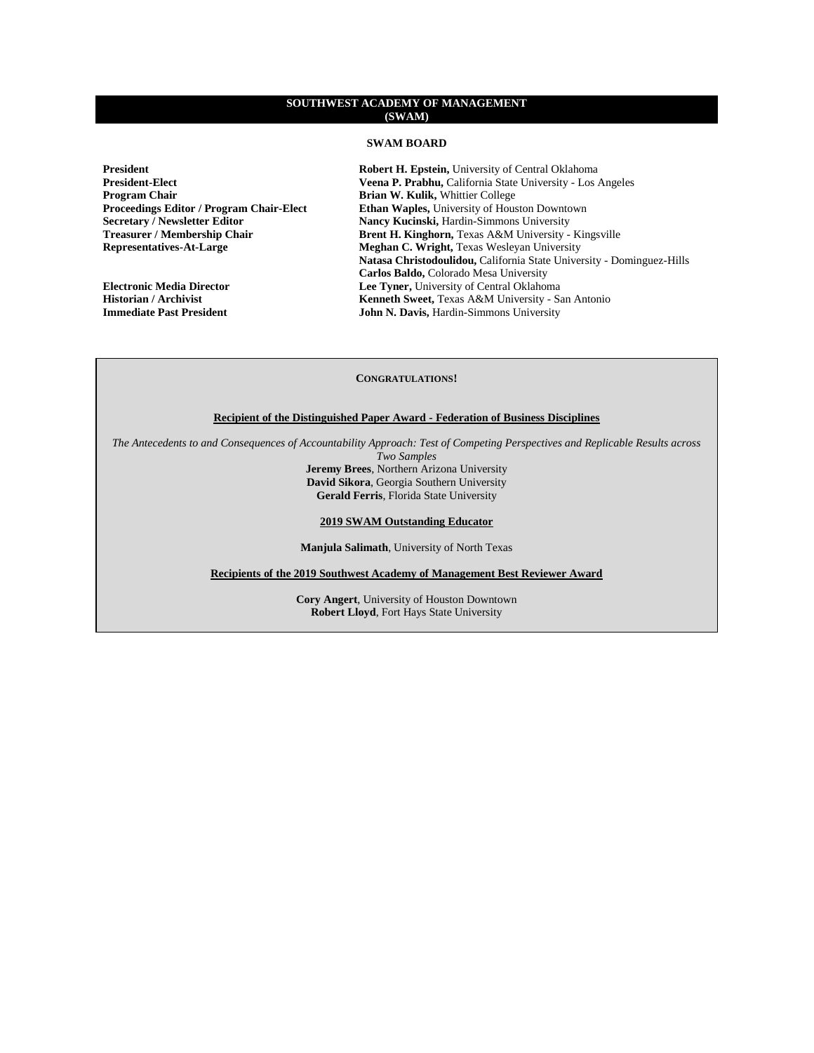# SOUTHWEST ACADEMY OF MANAGEMENT (SWAM)

## SWAM BOARD

| | |
|---|---|
| **President** | **Robert H. Epstein,** University of Central Oklahoma |
| **President-Elect** | **Veena P. Prabhu,** California State University - Los Angeles |
| **Program Chair** | **Brian W. Kulik,** Whittier College |
| **Proceedings Editor / Program Chair-Elect** | **Ethan Waples,** University of Houston Downtown |
| **Secretary / Newsletter Editor** | **Nancy Kucinski,** Hardin-Simmons University |
| **Treasurer / Membership Chair** | **Brent H. Kinghorn,** Texas A&M University - Kingsville |
| **Representatives-At-Large** | **Meghan C. Wright,** Texas Wesleyan University |
| | **Natasa Christodoulidou,** California State University - Dominguez-Hills |
| | **Carlos Baldo,** Colorado Mesa University |
| **Electronic Media Director** | **Lee Tyner,** University of Central Oklahoma |
| **Historian / Archivist** | **Kenneth Sweet,** Texas A&M University - San Antonio |
| **Immediate Past President** | **John N. Davis,** Hardin-Simmons University |

**CONGRATULATIONS!**

**Recipient of the Distinguished Paper Award - Federation of Business Disciplines**

*The Antecedents to and Consequences of Accountability Approach: Test of Competing Perspectives and Replicable Results across Two Samples*

**Jeremy Brees**, Northern Arizona University
**David Sikora**, Georgia Southern University
**Gerald Ferris**, Florida State University

**2019 SWAM Outstanding Educator**

**Manjula Salimath**, University of North Texas

**Recipients of the 2019 Southwest Academy of Management Best Reviewer Award**

**Cory Angert**, University of Houston Downtown
**Robert Lloyd**, Fort Hays State University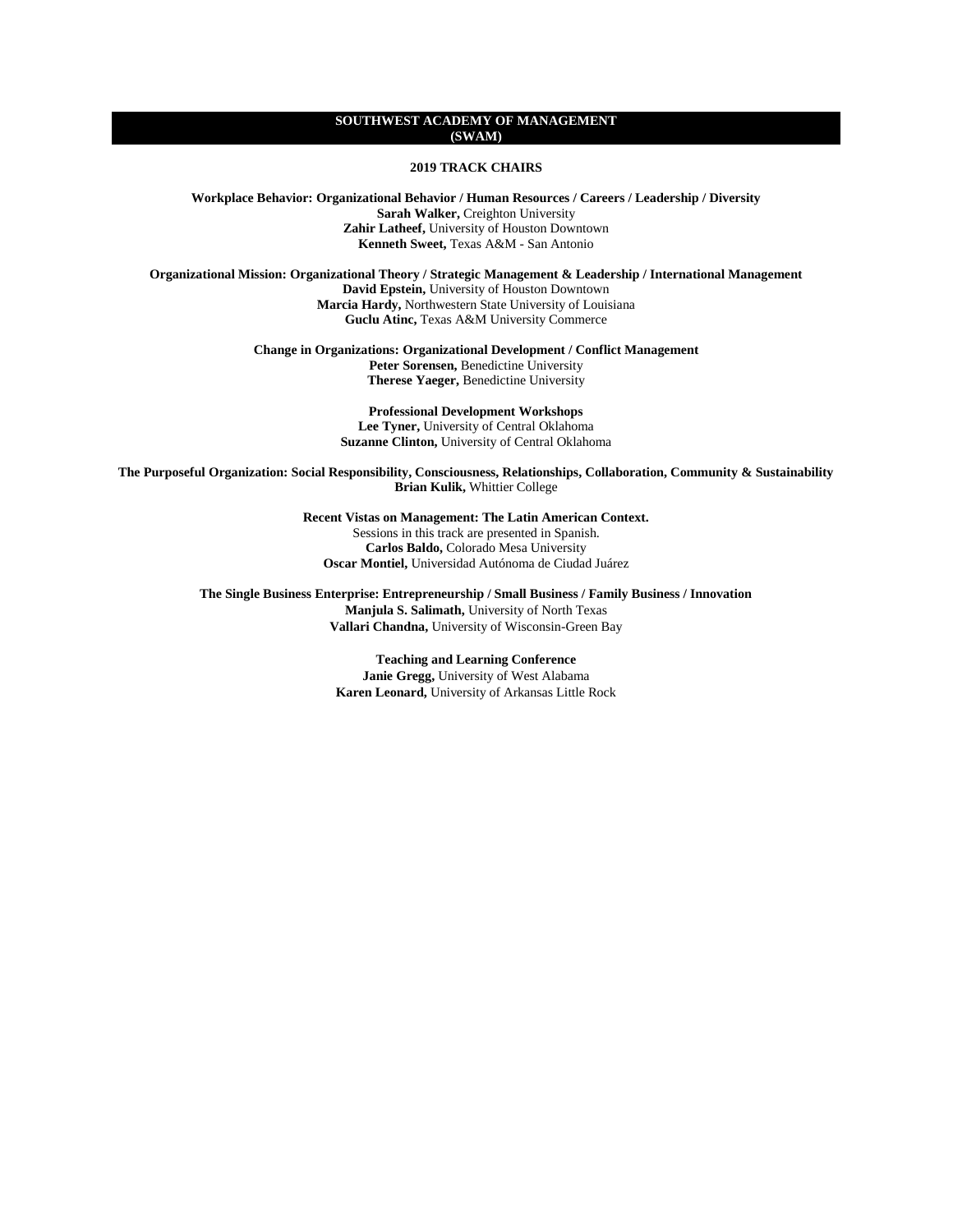# SOUTHWEST ACADEMY OF MANAGEMENT (SWAM)

## 2019 TRACK CHAIRS

**Workplace Behavior: Organizational Behavior / Human Resources / Careers / Leadership / Diversity**
**Sarah Walker,** Creighton University
**Zahir Latheef,** University of Houston Downtown
**Kenneth Sweet,** Texas A&M - San Antonio

**Organizational Mission: Organizational Theory / Strategic Management & Leadership / International Management**
**David Epstein,** University of Houston Downtown
**Marcia Hardy,** Northwestern State University of Louisiana
**Guclu Atinc,** Texas A&M University Commerce

**Change in Organizations: Organizational Development / Conflict Management**
**Peter Sorensen,** Benedictine University
**Therese Yaeger,** Benedictine University

**Professional Development Workshops**
**Lee Tyner,** University of Central Oklahoma
**Suzanne Clinton,** University of Central Oklahoma

**The Purposeful Organization: Social Responsibility, Consciousness, Relationships, Collaboration, Community & Sustainability**
**Brian Kulik,** Whittier College

**Recent Vistas on Management: The Latin American Context.**
Sessions in this track are presented in Spanish.
**Carlos Baldo,** Colorado Mesa University
**Oscar Montiel,** Universidad Autónoma de Ciudad Juárez

**The Single Business Enterprise: Entrepreneurship / Small Business / Family Business / Innovation**
**Manjula S. Salimath,** University of North Texas
**Vallari Chandna,** University of Wisconsin-Green Bay

**Teaching and Learning Conference**
**Janie Gregg,** University of West Alabama
**Karen Leonard,** University of Arkansas Little Rock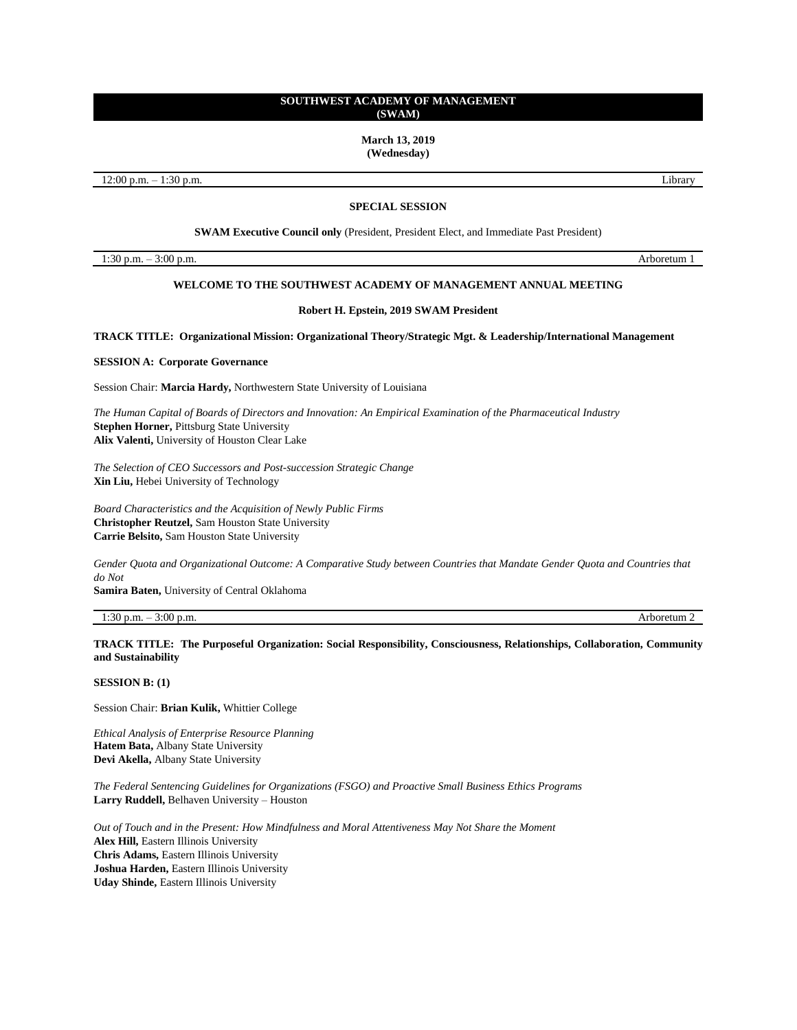## SOUTHWEST ACADEMY OF MANAGEMENT (SWAM)

**March 13, 2019**
**(Wednesday)**

12:00 p.m. – 1:30 p.m. Library

**SPECIAL SESSION**

**SWAM Executive Council only** (President, President Elect, and Immediate Past President)

1:30 p.m. – 3:00 p.m. Arboretum 1

**WELCOME TO THE SOUTHWEST ACADEMY OF MANAGEMENT ANNUAL MEETING**

**Robert H. Epstein, 2019 SWAM President**

**TRACK TITLE: Organizational Mission: Organizational Theory/Strategic Mgt. & Leadership/International Management**

**SESSION A: Corporate Governance**

Session Chair: **Marcia Hardy,** Northwestern State University of Louisiana

*The Human Capital of Boards of Directors and Innovation: An Empirical Examination of the Pharmaceutical Industry*
**Stephen Horner,** Pittsburg State University
**Alix Valenti,** University of Houston Clear Lake

*The Selection of CEO Successors and Post-succession Strategic Change*
**Xin Liu,** Hebei University of Technology

*Board Characteristics and the Acquisition of Newly Public Firms*
**Christopher Reutzel,** Sam Houston State University
**Carrie Belsito,** Sam Houston State University

*Gender Quota and Organizational Outcome: A Comparative Study between Countries that Mandate Gender Quota and Countries that do Not*
**Samira Baten,** University of Central Oklahoma

1:30 p.m. – 3:00 p.m. Arboretum 2

**TRACK TITLE: The Purposeful Organization: Social Responsibility, Consciousness, Relationships, Collaboration, Community and Sustainability**

**SESSION B: (1)**

Session Chair: **Brian Kulik,** Whittier College

*Ethical Analysis of Enterprise Resource Planning*
**Hatem Bata,** Albany State University
**Devi Akella,** Albany State University

*The Federal Sentencing Guidelines for Organizations (FSGO) and Proactive Small Business Ethics Programs*
**Larry Ruddell,** Belhaven University – Houston

*Out of Touch and in the Present: How Mindfulness and Moral Attentiveness May Not Share the Moment*
**Alex Hill,** Eastern Illinois University
**Chris Adams,** Eastern Illinois University
**Joshua Harden,** Eastern Illinois University
**Uday Shinde,** Eastern Illinois University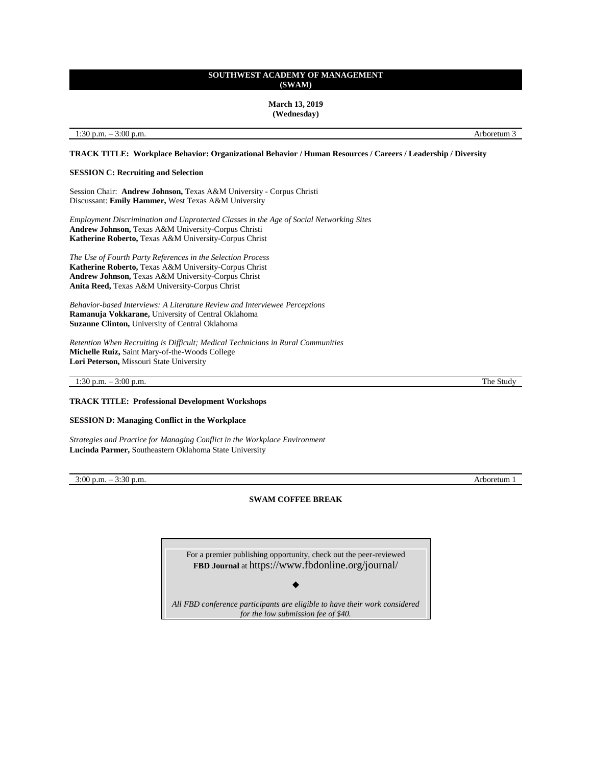# SOUTHWEST ACADEMY OF MANAGEMENT (SWAM)

**March 13, 2019**
**(Wednesday)**

1:30 p.m. – 3:00 p.m. Arboretum 3

**TRACK TITLE: Workplace Behavior: Organizational Behavior / Human Resources / Careers / Leadership / Diversity**

**SESSION C: Recruiting and Selection**

Session Chair: **Andrew Johnson,** Texas A&M University - Corpus Christi
Discussant: **Emily Hammer,** West Texas A&M University

*Employment Discrimination and Unprotected Classes in the Age of Social Networking Sites*
**Andrew Johnson,** Texas A&M University-Corpus Christi
**Katherine Roberto,** Texas A&M University-Corpus Christ

*The Use of Fourth Party References in the Selection Process*
**Katherine Roberto,** Texas A&M University-Corpus Christ
**Andrew Johnson,** Texas A&M University-Corpus Christ
**Anita Reed,** Texas A&M University-Corpus Christ

*Behavior-based Interviews: A Literature Review and Interviewee Perceptions*
**Ramanuja Vokkarane,** University of Central Oklahoma
**Suzanne Clinton,** University of Central Oklahoma

*Retention When Recruiting is Difficult; Medical Technicians in Rural Communities*
**Michelle Ruiz,** Saint Mary-of-the-Woods College
**Lori Peterson,** Missouri State University

1:30 p.m. – 3:00 p.m. The Study

**TRACK TITLE: Professional Development Workshops**

**SESSION D: Managing Conflict in the Workplace**

*Strategies and Practice for Managing Conflict in the Workplace Environment*
**Lucinda Parmer,** Southeastern Oklahoma State University

3:00 p.m. – 3:30 p.m. Arboretum 1

**SWAM COFFEE BREAK**

For a premier publishing opportunity, check out the peer-reviewed **FBD Journal** at https://www.fbdonline.org/journal/

◆

*All FBD conference participants are eligible to have their work considered for the low submission fee of $40.*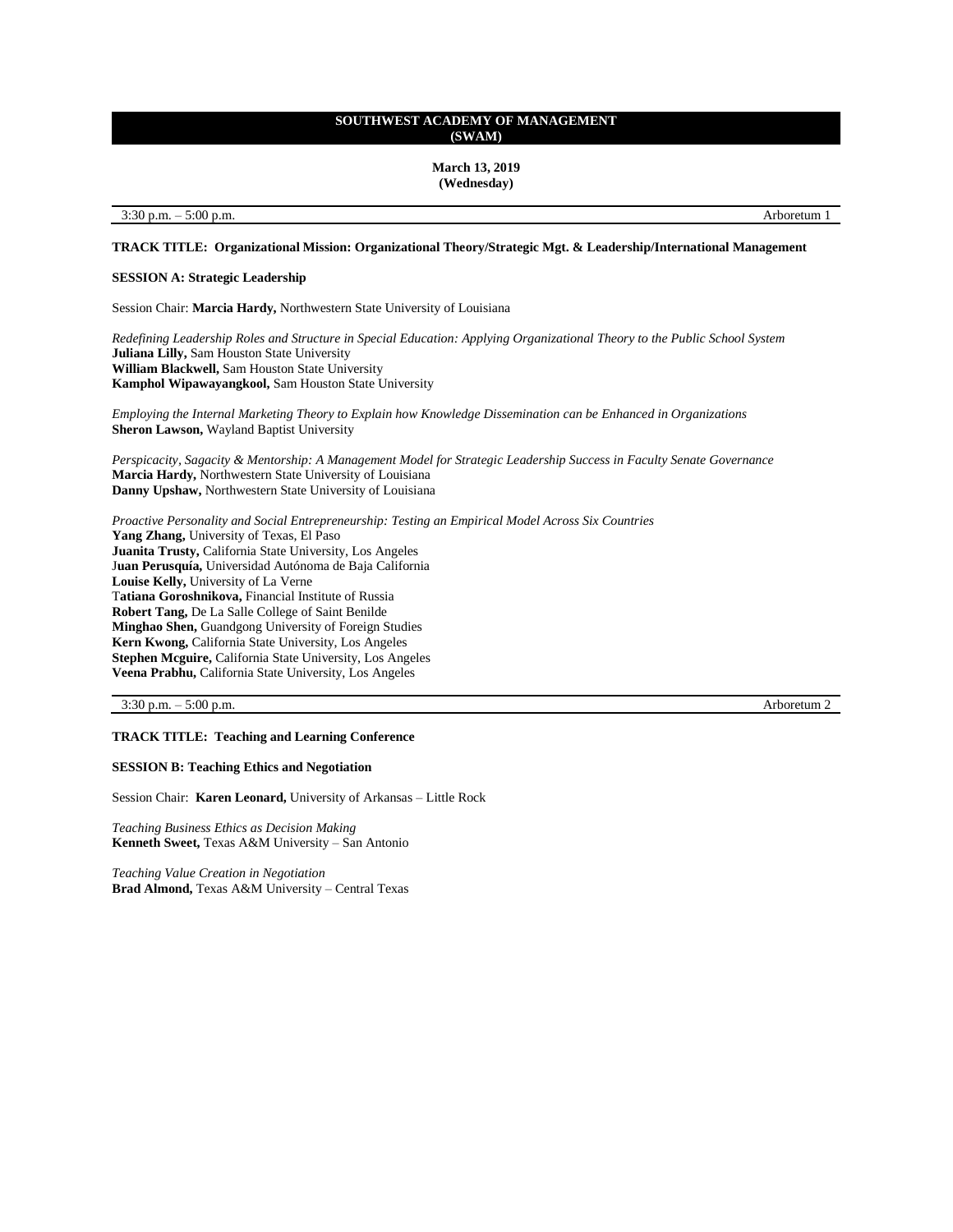# SOUTHWEST ACADEMY OF MANAGEMENT (SWAM)

**March 13, 2019**
**(Wednesday)**

3:30 p.m. – 5:00 p.m. Arboretum 1

**TRACK TITLE: Organizational Mission: Organizational Theory/Strategic Mgt. & Leadership/International Management**

**SESSION A: Strategic Leadership**

Session Chair: **Marcia Hardy,** Northwestern State University of Louisiana

*Redefining Leadership Roles and Structure in Special Education: Applying Organizational Theory to the Public School System*
**Juliana Lilly,** Sam Houston State University
**William Blackwell,** Sam Houston State University
**Kamphol Wipawayangkool,** Sam Houston State University

*Employing the Internal Marketing Theory to Explain how Knowledge Dissemination can be Enhanced in Organizations*
**Sheron Lawson,** Wayland Baptist University

*Perspicacity, Sagacity & Mentorship: A Management Model for Strategic Leadership Success in Faculty Senate Governance*
**Marcia Hardy,** Northwestern State University of Louisiana
**Danny Upshaw,** Northwestern State University of Louisiana

*Proactive Personality and Social Entrepreneurship: Testing an Empirical Model Across Six Countries*
**Yang Zhang,** University of Texas, El Paso
**Juanita Trusty,** California State University, Los Angeles
**Juan Perusquía,** Universidad Autónoma de Baja California
**Louise Kelly,** University of La Verne
**Tatiana Goroshnikova,** Financial Institute of Russia
**Robert Tang,** De La Salle College of Saint Benilde
**Minghao Shen,** Guandgong University of Foreign Studies
**Kern Kwong,** California State University, Los Angeles
**Stephen Mcguire,** California State University, Los Angeles
**Veena Prabhu,** California State University, Los Angeles

3:30 p.m. – 5:00 p.m. Arboretum 2

**TRACK TITLE: Teaching and Learning Conference**

**SESSION B: Teaching Ethics and Negotiation**

Session Chair: **Karen Leonard,** University of Arkansas – Little Rock

*Teaching Business Ethics as Decision Making*
**Kenneth Sweet,** Texas A&M University – San Antonio

*Teaching Value Creation in Negotiation*
**Brad Almond,** Texas A&M University – Central Texas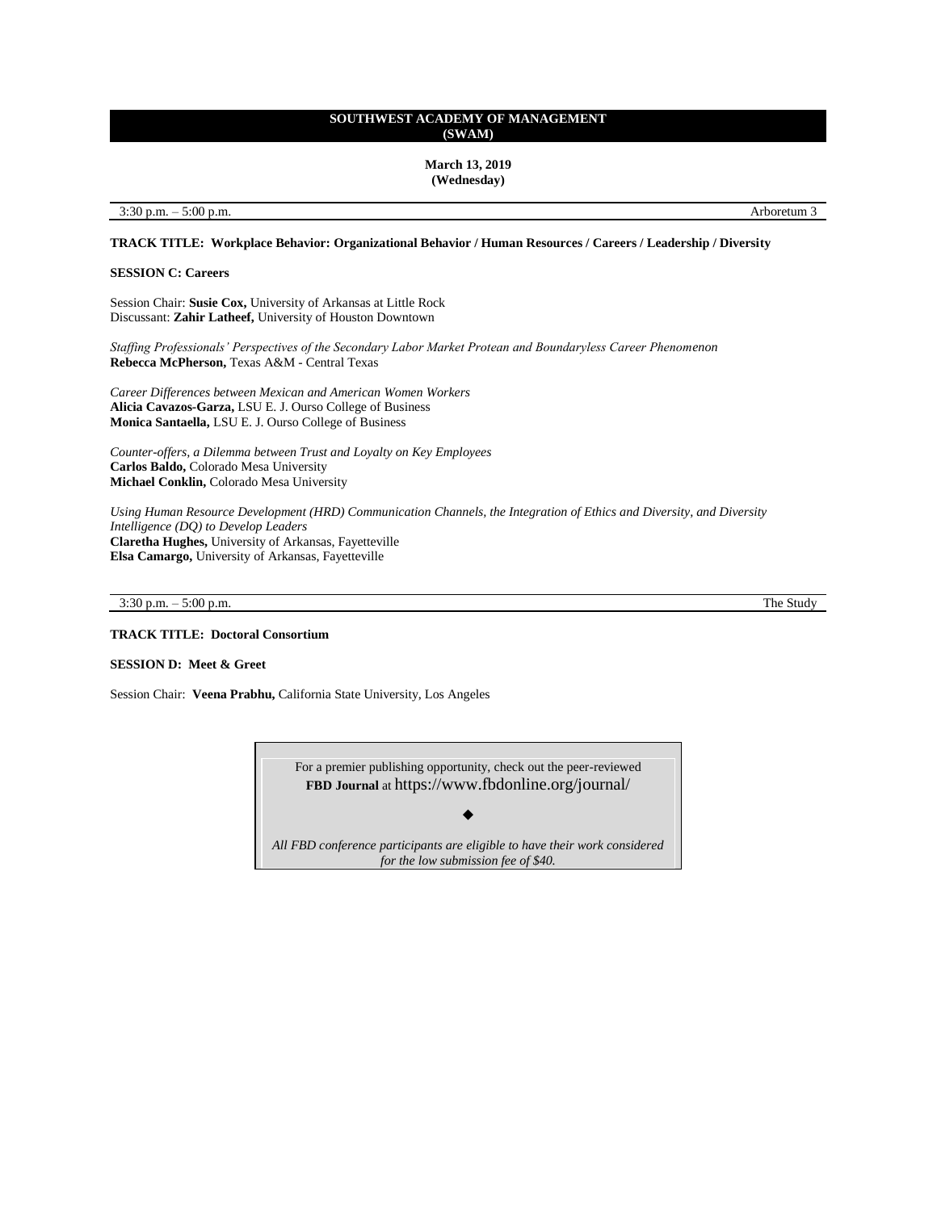## SOUTHWEST ACADEMY OF MANAGEMENT (SWAM)

**March 13, 2019**
**(Wednesday)**

3:30 p.m. – 5:00 p.m. — Arboretum 3

**TRACK TITLE: Workplace Behavior: Organizational Behavior / Human Resources / Careers / Leadership / Diversity**

**SESSION C: Careers**

Session Chair: **Susie Cox,** University of Arkansas at Little Rock
Discussant: **Zahir Latheef,** University of Houston Downtown

*Staffing Professionals' Perspectives of the Secondary Labor Market Protean and Boundaryless Career Phenomenon*
**Rebecca McPherson,** Texas A&M - Central Texas

*Career Differences between Mexican and American Women Workers*
**Alicia Cavazos-Garza,** LSU E. J. Ourso College of Business
**Monica Santaella,** LSU E. J. Ourso College of Business

*Counter-offers, a Dilemma between Trust and Loyalty on Key Employees*
**Carlos Baldo,** Colorado Mesa University
**Michael Conklin,** Colorado Mesa University

*Using Human Resource Development (HRD) Communication Channels, the Integration of Ethics and Diversity, and Diversity Intelligence (DQ) to Develop Leaders*
**Claretha Hughes,** University of Arkansas, Fayetteville
**Elsa Camargo,** University of Arkansas, Fayetteville

3:30 p.m. – 5:00 p.m. — The Study

**TRACK TITLE: Doctoral Consortium**

**SESSION D: Meet & Greet**

Session Chair: **Veena Prabhu,** California State University, Los Angeles

For a premier publishing opportunity, check out the peer-reviewed **FBD Journal** at https://www.fbdonline.org/journal/

◆

*All FBD conference participants are eligible to have their work considered for the low submission fee of $40.*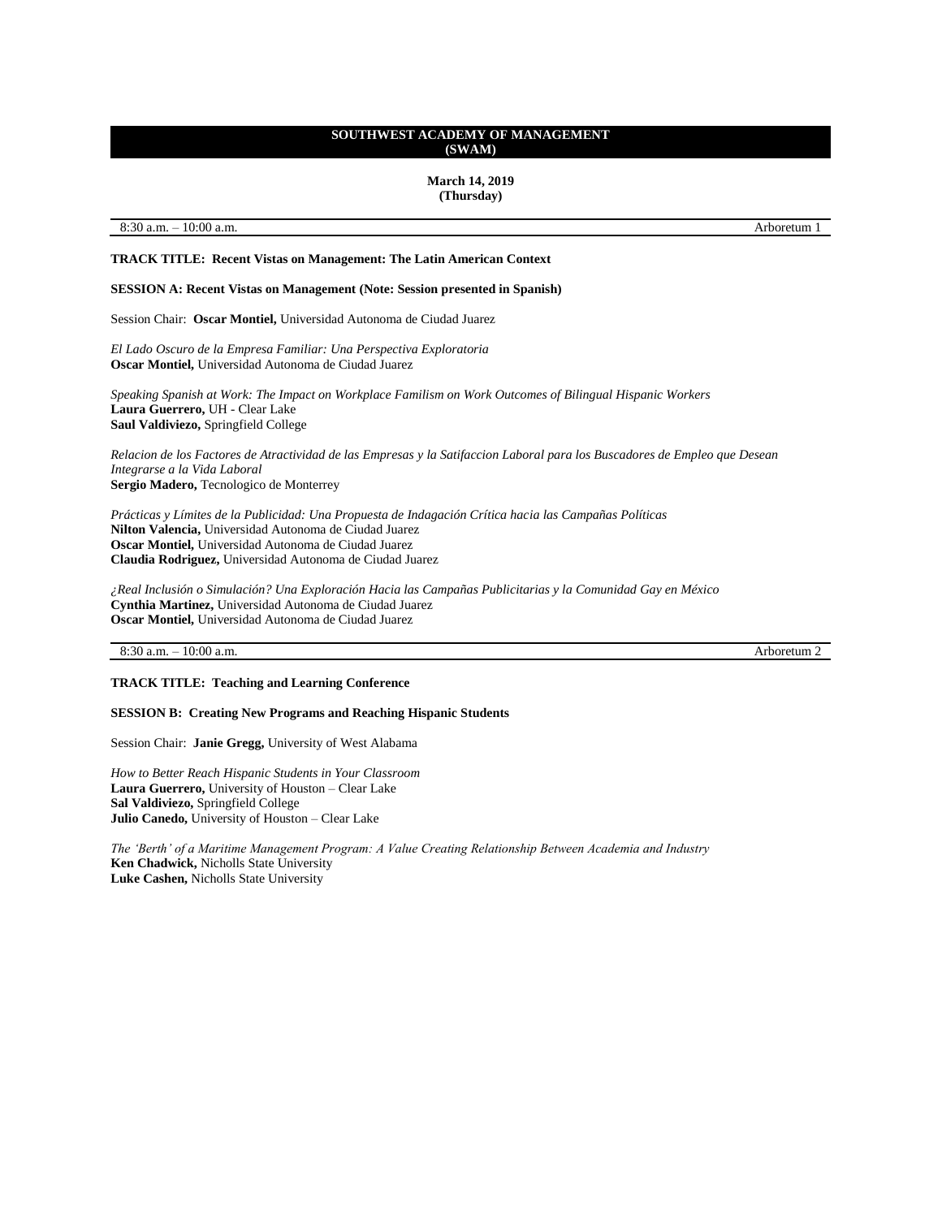**SOUTHWEST ACADEMY OF MANAGEMENT (SWAM)**

**March 14, 2019 (Thursday)**

8:30 a.m. – 10:00 a.m. Arboretum 1

**TRACK TITLE: Recent Vistas on Management: The Latin American Context**

**SESSION A: Recent Vistas on Management (Note: Session presented in Spanish)**

Session Chair: **Oscar Montiel,** Universidad Autonoma de Ciudad Juarez

*El Lado Oscuro de la Empresa Familiar: Una Perspectiva Exploratoria*
**Oscar Montiel,** Universidad Autonoma de Ciudad Juarez

*Speaking Spanish at Work: The Impact on Workplace Familism on Work Outcomes of Bilingual Hispanic Workers*
**Laura Guerrero,** UH - Clear Lake
**Saul Valdiviezo,** Springfield College

*Relacion de los Factores de Atractividad de las Empresas y la Satifaccion Laboral para los Buscadores de Empleo que Desean Integrarse a la Vida Laboral*
**Sergio Madero,** Tecnologico de Monterrey

*Prácticas y Límites de la Publicidad: Una Propuesta de Indagación Crítica hacia las Campañas Políticas*
**Nilton Valencia,** Universidad Autonoma de Ciudad Juarez
**Oscar Montiel,** Universidad Autonoma de Ciudad Juarez
**Claudia Rodriguez,** Universidad Autonoma de Ciudad Juarez

*¿Real Inclusión o Simulación? Una Exploración Hacia las Campañas Publicitarias y la Comunidad Gay en México*
**Cynthia Martinez,** Universidad Autonoma de Ciudad Juarez
**Oscar Montiel,** Universidad Autonoma de Ciudad Juarez

8:30 a.m. – 10:00 a.m. Arboretum 2

**TRACK TITLE: Teaching and Learning Conference**

**SESSION B: Creating New Programs and Reaching Hispanic Students**

Session Chair: **Janie Gregg,** University of West Alabama

*How to Better Reach Hispanic Students in Your Classroom*
**Laura Guerrero,** University of Houston – Clear Lake
**Sal Valdiviezo,** Springfield College
**Julio Canedo,** University of Houston – Clear Lake

*The 'Berth' of a Maritime Management Program: A Value Creating Relationship Between Academia and Industry*
**Ken Chadwick,** Nicholls State University
**Luke Cashen,** Nicholls State University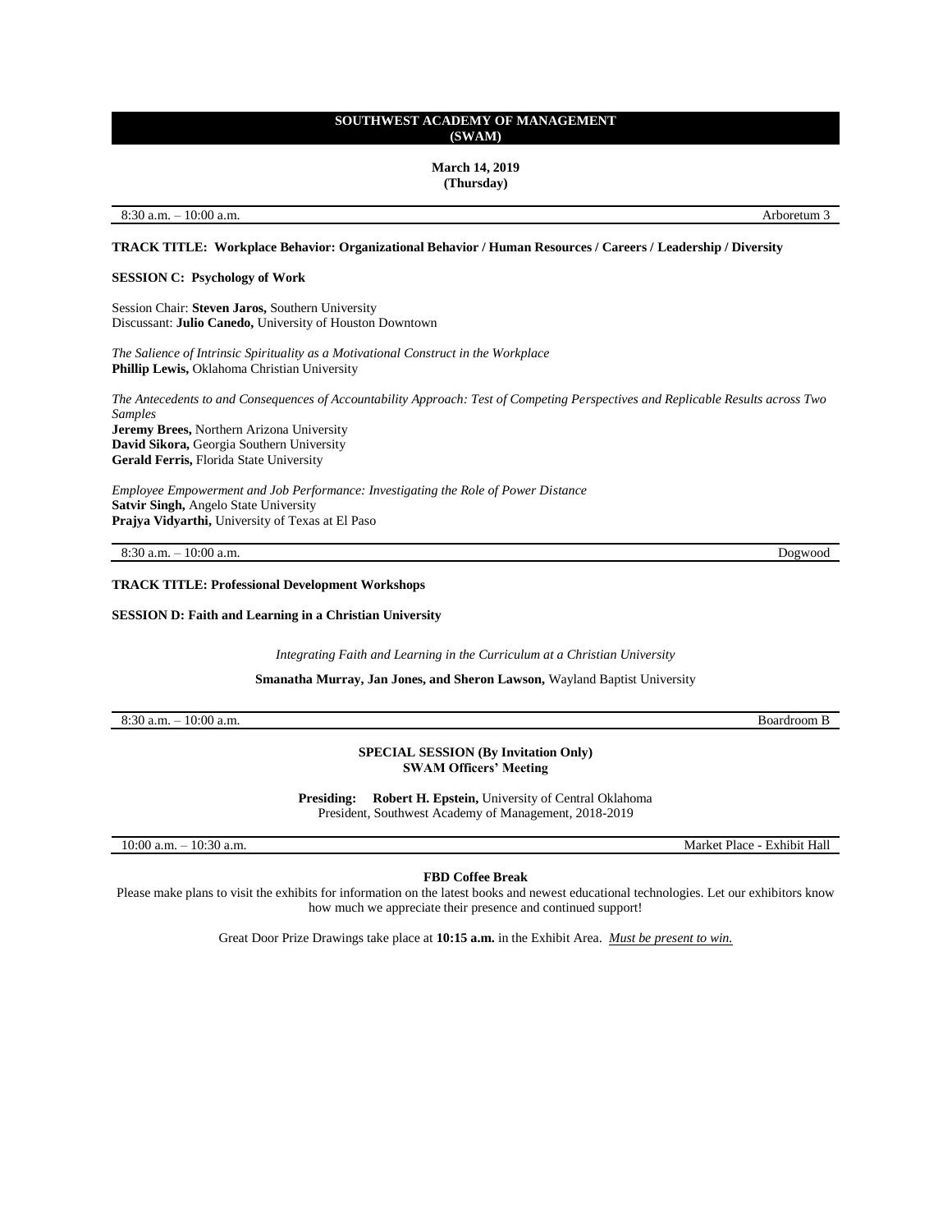# SOUTHWEST ACADEMY OF MANAGEMENT (SWAM)

**March 14, 2019**
**(Thursday)**

8:30 a.m. – 10:00 a.m. Arboretum 3

**TRACK TITLE: Workplace Behavior: Organizational Behavior / Human Resources / Careers / Leadership / Diversity**

**SESSION C: Psychology of Work**

Session Chair: **Steven Jaros,** Southern University
Discussant: **Julio Canedo,** University of Houston Downtown

*The Salience of Intrinsic Spirituality as a Motivational Construct in the Workplace*
**Phillip Lewis,** Oklahoma Christian University

*The Antecedents to and Consequences of Accountability Approach: Test of Competing Perspectives and Replicable Results across Two Samples*
**Jeremy Brees,** Northern Arizona University
**David Sikora,** Georgia Southern University
**Gerald Ferris,** Florida State University

*Employee Empowerment and Job Performance: Investigating the Role of Power Distance*
**Satvir Singh,** Angelo State University
**Prajya Vidyarthi,** University of Texas at El Paso

8:30 a.m. – 10:00 a.m. Dogwood

**TRACK TITLE: Professional Development Workshops**

**SESSION D: Faith and Learning in a Christian University**

*Integrating Faith and Learning in the Curriculum at a Christian University*

**Smanatha Murray, Jan Jones, and Sheron Lawson,** Wayland Baptist University

8:30 a.m. – 10:00 a.m. Boardroom B

**SPECIAL SESSION (By Invitation Only)**
**SWAM Officers' Meeting**

**Presiding: Robert H. Epstein,** University of Central Oklahoma
President, Southwest Academy of Management, 2018-2019

10:00 a.m. – 10:30 a.m. Market Place - Exhibit Hall

**FBD Coffee Break**

Please make plans to visit the exhibits for information on the latest books and newest educational technologies. Let our exhibitors know how much we appreciate their presence and continued support!

Great Door Prize Drawings take place at **10:15 a.m.** in the Exhibit Area. *Must be present to win.*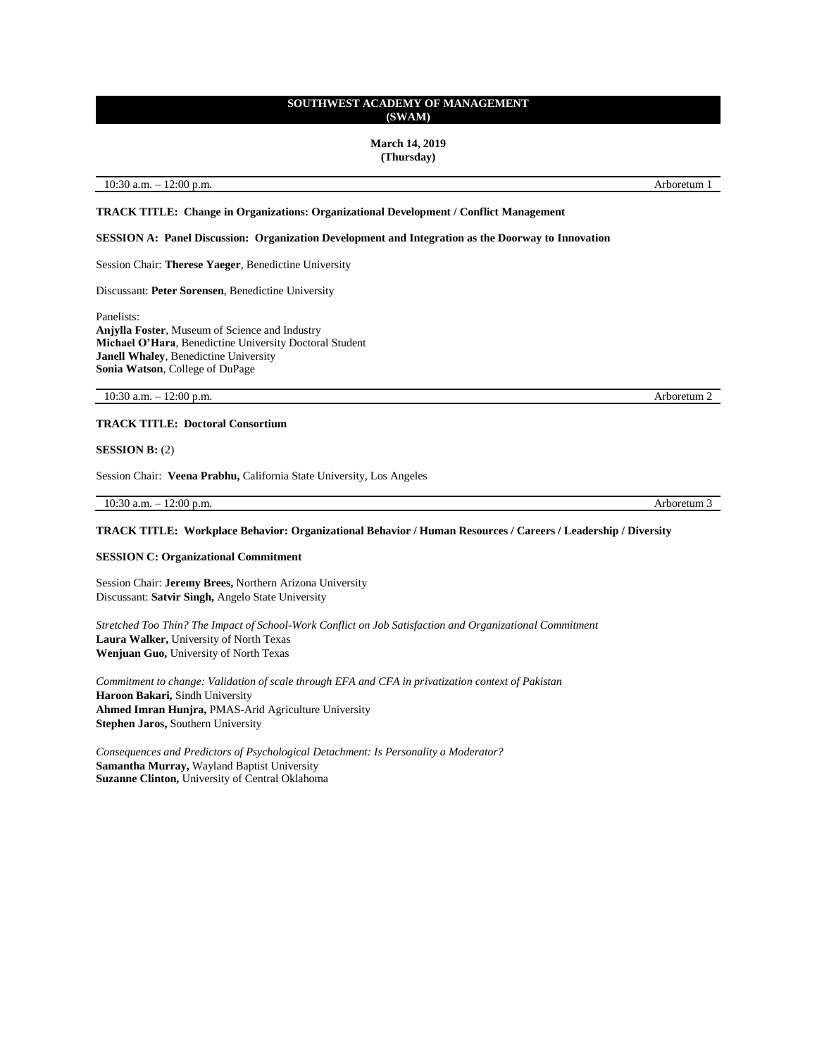# SOUTHWEST ACADEMY OF MANAGEMENT (SWAM)

**March 14, 2019**
**(Thursday)**

10:30 a.m. – 12:00 p.m. | Arboretum 1

**TRACK TITLE: Change in Organizations: Organizational Development / Conflict Management**

**SESSION A: Panel Discussion: Organization Development and Integration as the Doorway to Innovation**

Session Chair: **Therese Yaeger**, Benedictine University

Discussant: **Peter Sorensen**, Benedictine University

Panelists:
**Anjylla Foster**, Museum of Science and Industry
**Michael O'Hara**, Benedictine University Doctoral Student
**Janell Whaley**, Benedictine University
**Sonia Watson**, College of DuPage

10:30 a.m. – 12:00 p.m. | Arboretum 2

**TRACK TITLE: Doctoral Consortium**

**SESSION B:** (2)

Session Chair: **Veena Prabhu,** California State University, Los Angeles

10:30 a.m. – 12:00 p.m. | Arboretum 3

**TRACK TITLE: Workplace Behavior: Organizational Behavior / Human Resources / Careers / Leadership / Diversity**

**SESSION C: Organizational Commitment**

Session Chair: **Jeremy Brees,** Northern Arizona University
Discussant: **Satvir Singh,** Angelo State University

*Stretched Too Thin? The Impact of School-Work Conflict on Job Satisfaction and Organizational Commitment*
**Laura Walker,** University of North Texas
**Wenjuan Guo,** University of North Texas

*Commitment to change: Validation of scale through EFA and CFA in privatization context of Pakistan*
**Haroon Bakari,** Sindh University
**Ahmed Imran Hunjra,** PMAS-Arid Agriculture University
**Stephen Jaros,** Southern University

*Consequences and Predictors of Psychological Detachment: Is Personality a Moderator?*
**Samantha Murray,** Wayland Baptist University
**Suzanne Clinton,** University of Central Oklahoma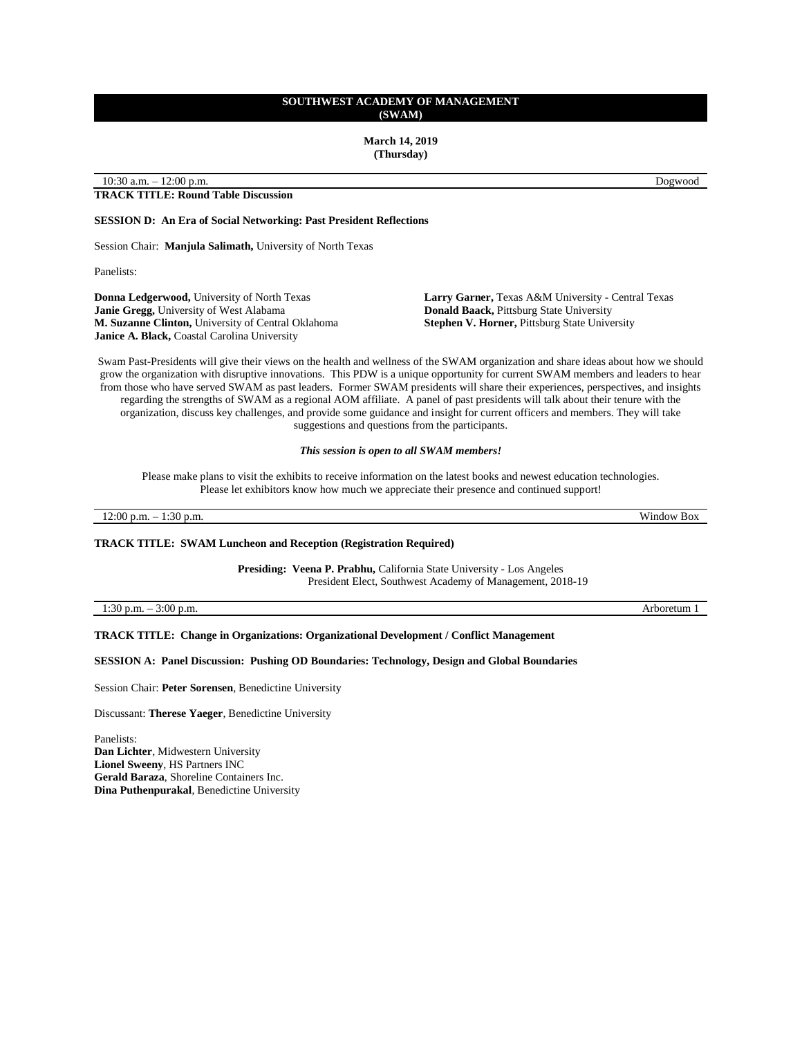**SOUTHWEST ACADEMY OF MANAGEMENT**
**(SWAM)**

**March 14, 2019**
**(Thursday)**

10:30 a.m. – 12:00 p.m. Dogwood

**TRACK TITLE: Round Table Discussion**

**SESSION D: An Era of Social Networking: Past President Reflections**

Session Chair: **Manjula Salimath,** University of North Texas

Panelists:

**Donna Ledgerwood,** University of North Texas
**Janie Gregg,** University of West Alabama
**M. Suzanne Clinton,** University of Central Oklahoma
**Janice A. Black,** Coastal Carolina University
**Larry Garner,** Texas A&M University - Central Texas
**Donald Baack,** Pittsburg State University
**Stephen V. Horner,** Pittsburg State University

Swam Past-Presidents will give their views on the health and wellness of the SWAM organization and share ideas about how we should grow the organization with disruptive innovations. This PDW is a unique opportunity for current SWAM members and leaders to hear from those who have served SWAM as past leaders. Former SWAM presidents will share their experiences, perspectives, and insights regarding the strengths of SWAM as a regional AOM affiliate. A panel of past presidents will talk about their tenure with the organization, discuss key challenges, and provide some guidance and insight for current officers and members. They will take suggestions and questions from the participants.

***This session is open to all SWAM members!***

Please make plans to visit the exhibits to receive information on the latest books and newest education technologies. Please let exhibitors know how much we appreciate their presence and continued support!

12:00 p.m. – 1:30 p.m. Window Box

**TRACK TITLE: SWAM Luncheon and Reception (Registration Required)**

**Presiding: Veena P. Prabhu,** California State University - Los Angeles
President Elect, Southwest Academy of Management, 2018-19

1:30 p.m. – 3:00 p.m. Arboretum 1

**TRACK TITLE: Change in Organizations: Organizational Development / Conflict Management**

**SESSION A: Panel Discussion: Pushing OD Boundaries: Technology, Design and Global Boundaries**

Session Chair: **Peter Sorensen**, Benedictine University

Discussant: **Therese Yaeger**, Benedictine University

Panelists:
**Dan Lichter**, Midwestern University
**Lionel Sweeny**, HS Partners INC
**Gerald Baraza**, Shoreline Containers Inc.
**Dina Puthenpurakal**, Benedictine University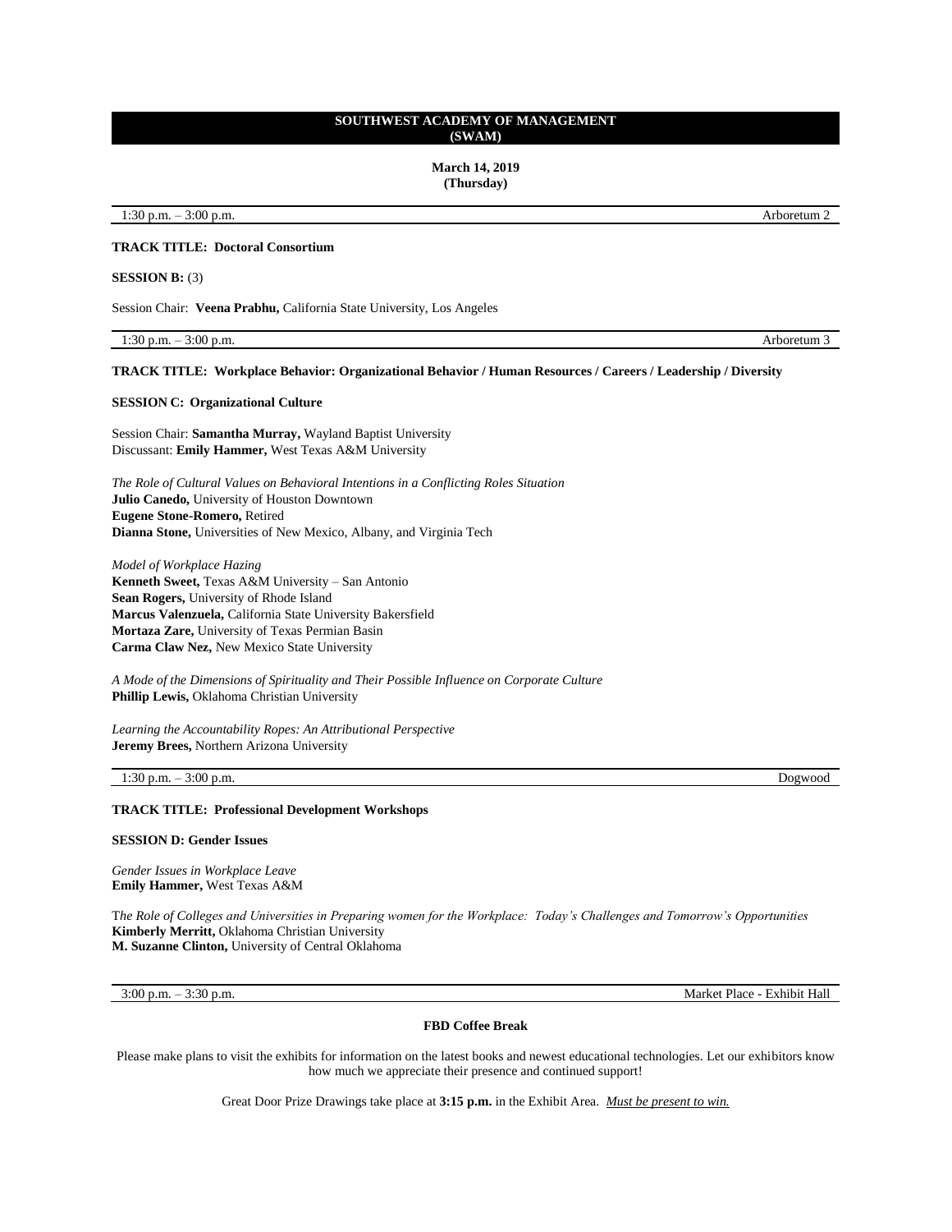## SOUTHWEST ACADEMY OF MANAGEMENT (SWAM)

**March 14, 2019**
**(Thursday)**

1:30 p.m. – 3:00 p.m. Arboretum 2

**TRACK TITLE: Doctoral Consortium**

**SESSION B:** (3)

Session Chair: **Veena Prabhu,** California State University, Los Angeles

1:30 p.m. – 3:00 p.m. Arboretum 3

**TRACK TITLE: Workplace Behavior: Organizational Behavior / Human Resources / Careers / Leadership / Diversity**

**SESSION C: Organizational Culture**

Session Chair: **Samantha Murray,** Wayland Baptist University
Discussant: **Emily Hammer,** West Texas A&M University

*The Role of Cultural Values on Behavioral Intentions in a Conflicting Roles Situation*
**Julio Canedo,** University of Houston Downtown
**Eugene Stone-Romero,** Retired
**Dianna Stone,** Universities of New Mexico, Albany, and Virginia Tech

*Model of Workplace Hazing*
**Kenneth Sweet,** Texas A&M University – San Antonio
**Sean Rogers,** University of Rhode Island
**Marcus Valenzuela,** California State University Bakersfield
**Mortaza Zare,** University of Texas Permian Basin
**Carma Claw Nez,** New Mexico State University

*A Mode of the Dimensions of Spirituality and Their Possible Influence on Corporate Culture*
**Phillip Lewis,** Oklahoma Christian University

*Learning the Accountability Ropes: An Attributional Perspective*
**Jeremy Brees,** Northern Arizona University

1:30 p.m. – 3:00 p.m. Dogwood

**TRACK TITLE: Professional Development Workshops**

**SESSION D: Gender Issues**

*Gender Issues in Workplace Leave*
**Emily Hammer,** West Texas A&M

T*he Role of Colleges and Universities in Preparing women for the Workplace: Today's Challenges and Tomorrow's Opportunities*
**Kimberly Merritt,** Oklahoma Christian University
**M. Suzanne Clinton,** University of Central Oklahoma

3:00 p.m. – 3:30 p.m. Market Place - Exhibit Hall

**FBD Coffee Break**

Please make plans to visit the exhibits for information on the latest books and newest educational technologies. Let our exhibitors know how much we appreciate their presence and continued support!

Great Door Prize Drawings take place at **3:15 p.m.** in the Exhibit Area. *Must be present to win.*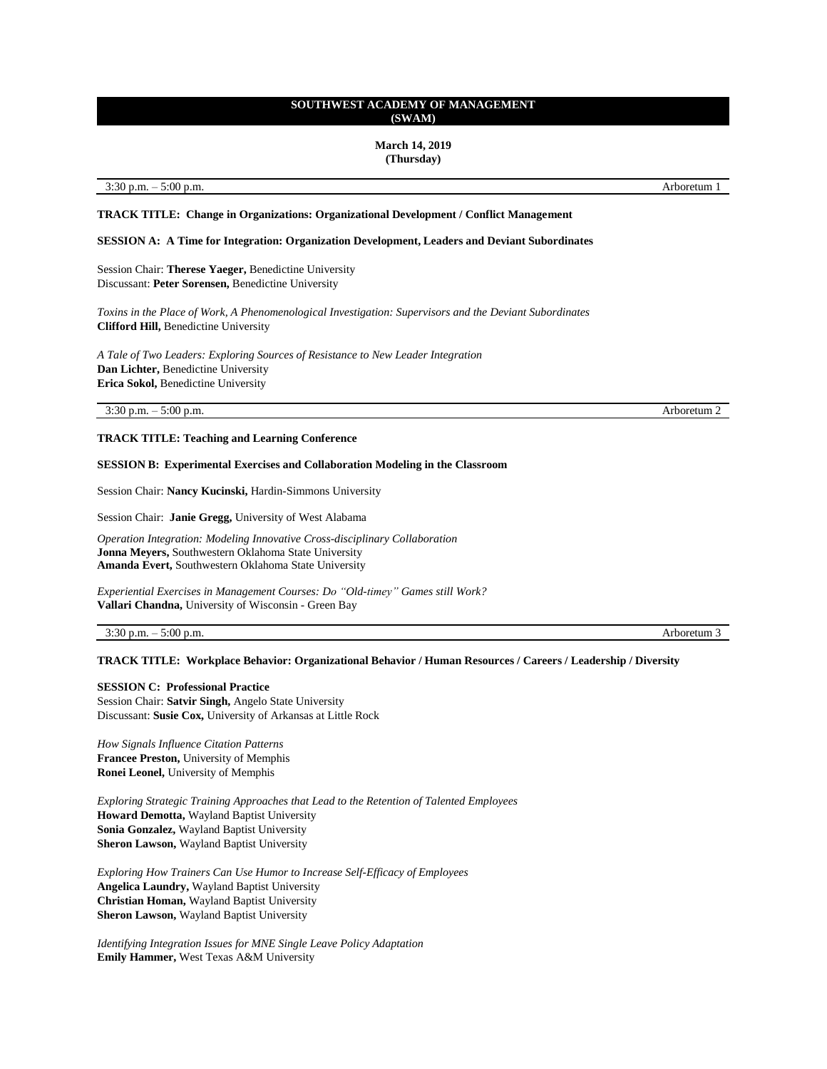# SOUTHWEST ACADEMY OF MANAGEMENT (SWAM)

**March 14, 2019**
**(Thursday)**

3:30 p.m. – 5:00 p.m. Arboretum 1

**TRACK TITLE: Change in Organizations: Organizational Development / Conflict Management**

**SESSION A: A Time for Integration: Organization Development, Leaders and Deviant Subordinates**

Session Chair: **Therese Yaeger,** Benedictine University
Discussant: **Peter Sorensen,** Benedictine University

*Toxins in the Place of Work, A Phenomenological Investigation: Supervisors and the Deviant Subordinates*
**Clifford Hill,** Benedictine University

*A Tale of Two Leaders: Exploring Sources of Resistance to New Leader Integration*
**Dan Lichter,** Benedictine University
**Erica Sokol,** Benedictine University

3:30 p.m. – 5:00 p.m. Arboretum 2

**TRACK TITLE: Teaching and Learning Conference**

**SESSION B: Experimental Exercises and Collaboration Modeling in the Classroom**

Session Chair: **Nancy Kucinski,** Hardin-Simmons University

Session Chair: **Janie Gregg,** University of West Alabama

*Operation Integration: Modeling Innovative Cross-disciplinary Collaboration*
**Jonna Meyers,** Southwestern Oklahoma State University
**Amanda Evert,** Southwestern Oklahoma State University

*Experiential Exercises in Management Courses: Do "Old-timey" Games still Work?*
**Vallari Chandna,** University of Wisconsin - Green Bay

3:30 p.m. – 5:00 p.m. Arboretum 3

**TRACK TITLE: Workplace Behavior: Organizational Behavior / Human Resources / Careers / Leadership / Diversity**

**SESSION C: Professional Practice**
Session Chair: **Satvir Singh,** Angelo State University
Discussant: **Susie Cox,** University of Arkansas at Little Rock

*How Signals Influence Citation Patterns*
**Francee Preston,** University of Memphis
**Ronei Leonel,** University of Memphis

*Exploring Strategic Training Approaches that Lead to the Retention of Talented Employees*
**Howard Demotta,** Wayland Baptist University
**Sonia Gonzalez,** Wayland Baptist University
**Sheron Lawson,** Wayland Baptist University

*Exploring How Trainers Can Use Humor to Increase Self-Efficacy of Employees*
**Angelica Laundry,** Wayland Baptist University
**Christian Homan,** Wayland Baptist University
**Sheron Lawson,** Wayland Baptist University

*Identifying Integration Issues for MNE Single Leave Policy Adaptation*
**Emily Hammer,** West Texas A&M University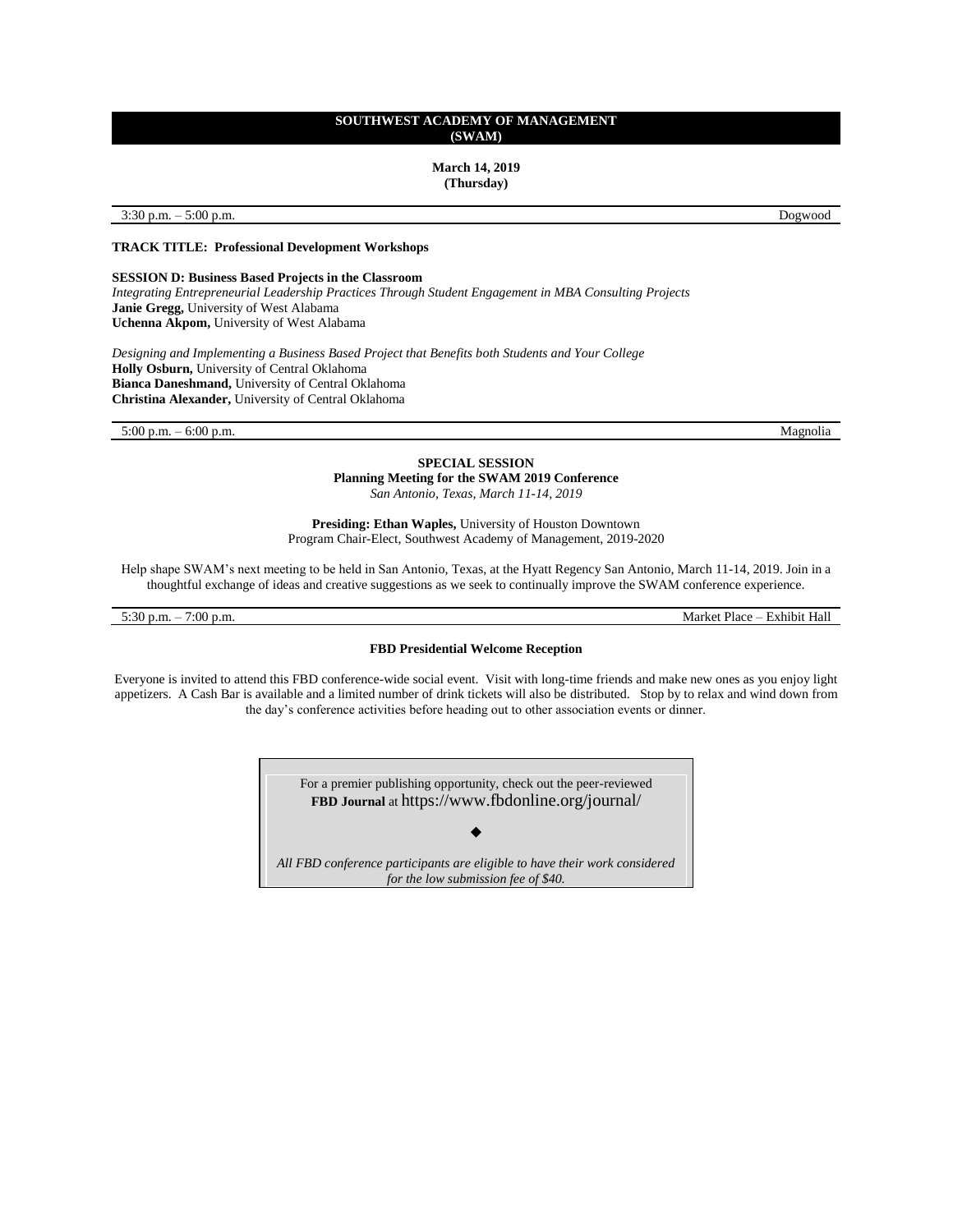## SOUTHWEST ACADEMY OF MANAGEMENT (SWAM)

**March 14, 2019**
**(Thursday)**

3:30 p.m. – 5:00 p.m. Dogwood

**TRACK TITLE: Professional Development Workshops**

**SESSION D: Business Based Projects in the Classroom**

*Integrating Entrepreneurial Leadership Practices Through Student Engagement in MBA Consulting Projects*
**Janie Gregg,** University of West Alabama
**Uchenna Akpom,** University of West Alabama

*Designing and Implementing a Business Based Project that Benefits both Students and Your College*
**Holly Osburn,** University of Central Oklahoma
**Bianca Daneshmand,** University of Central Oklahoma
**Christina Alexander,** University of Central Oklahoma

5:00 p.m. – 6:00 p.m. Magnolia

**SPECIAL SESSION**
**Planning Meeting for the SWAM 2019 Conference**
*San Antonio, Texas, March 11-14, 2019*

**Presiding: Ethan Waples,** University of Houston Downtown
Program Chair-Elect, Southwest Academy of Management, 2019-2020

Help shape SWAM's next meeting to be held in San Antonio, Texas, at the Hyatt Regency San Antonio, March 11-14, 2019. Join in a thoughtful exchange of ideas and creative suggestions as we seek to continually improve the SWAM conference experience.

5:30 p.m. – 7:00 p.m. Market Place – Exhibit Hall

**FBD Presidential Welcome Reception**

Everyone is invited to attend this FBD conference-wide social event. Visit with long-time friends and make new ones as you enjoy light appetizers. A Cash Bar is available and a limited number of drink tickets will also be distributed. Stop by to relax and wind down from the day's conference activities before heading out to other association events or dinner.

For a premier publishing opportunity, check out the peer-reviewed **FBD Journal** at https://www.fbdonline.org/journal/

◆

*All FBD conference participants are eligible to have their work considered for the low submission fee of $40.*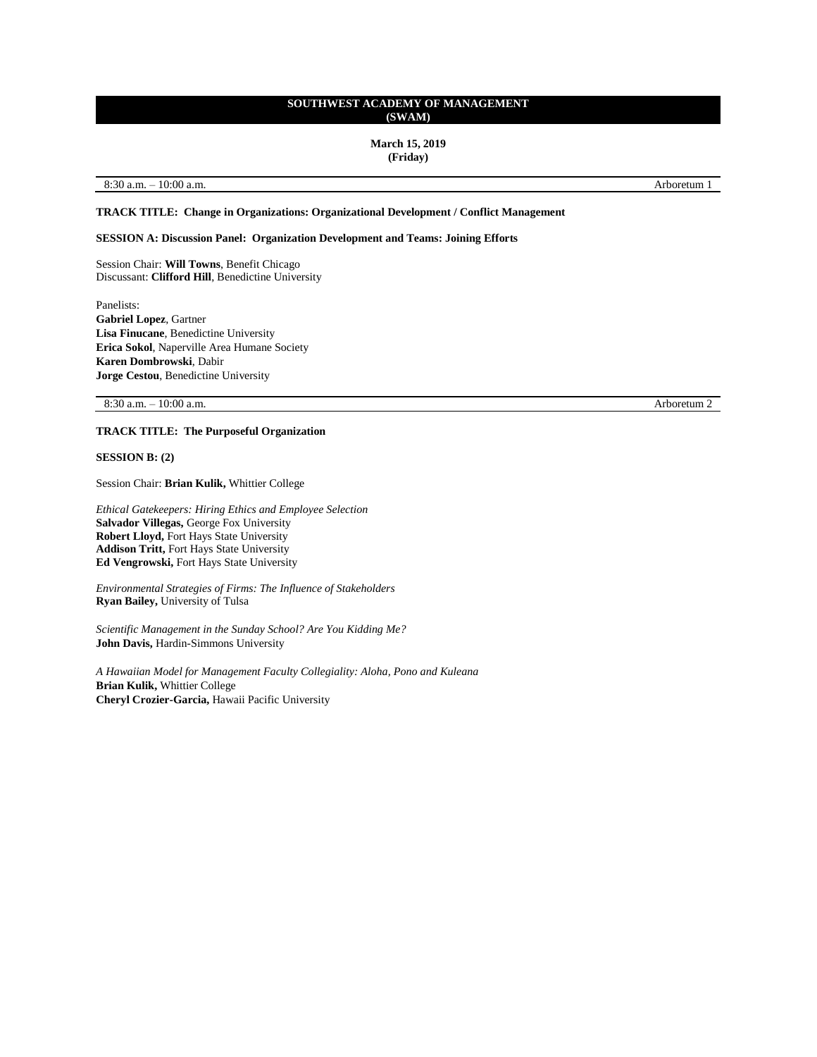## SOUTHWEST ACADEMY OF MANAGEMENT (SWAM)

**March 15, 2019**
**(Friday)**

8:30 a.m. – 10:00 a.m. Arboretum 1

**TRACK TITLE: Change in Organizations: Organizational Development / Conflict Management**

**SESSION A: Discussion Panel: Organization Development and Teams: Joining Efforts**

Session Chair: **Will Towns**, Benefit Chicago
Discussant: **Clifford Hill**, Benedictine University

Panelists:
**Gabriel Lopez**, Gartner
**Lisa Finucane**, Benedictine University
**Erica Sokol**, Naperville Area Humane Society
**Karen Dombrowski**, Dabir
**Jorge Cestou**, Benedictine University

8:30 a.m. – 10:00 a.m. Arboretum 2

**TRACK TITLE: The Purposeful Organization**

**SESSION B: (2)**

Session Chair: **Brian Kulik,** Whittier College

*Ethical Gatekeepers: Hiring Ethics and Employee Selection*
**Salvador Villegas,** George Fox University
**Robert Lloyd,** Fort Hays State University
**Addison Tritt,** Fort Hays State University
**Ed Vengrowski,** Fort Hays State University

*Environmental Strategies of Firms: The Influence of Stakeholders*
**Ryan Bailey,** University of Tulsa

*Scientific Management in the Sunday School? Are You Kidding Me?*
**John Davis,** Hardin-Simmons University

*A Hawaiian Model for Management Faculty Collegiality: Aloha, Pono and Kuleana*
**Brian Kulik,** Whittier College
**Cheryl Crozier-Garcia,** Hawaii Pacific University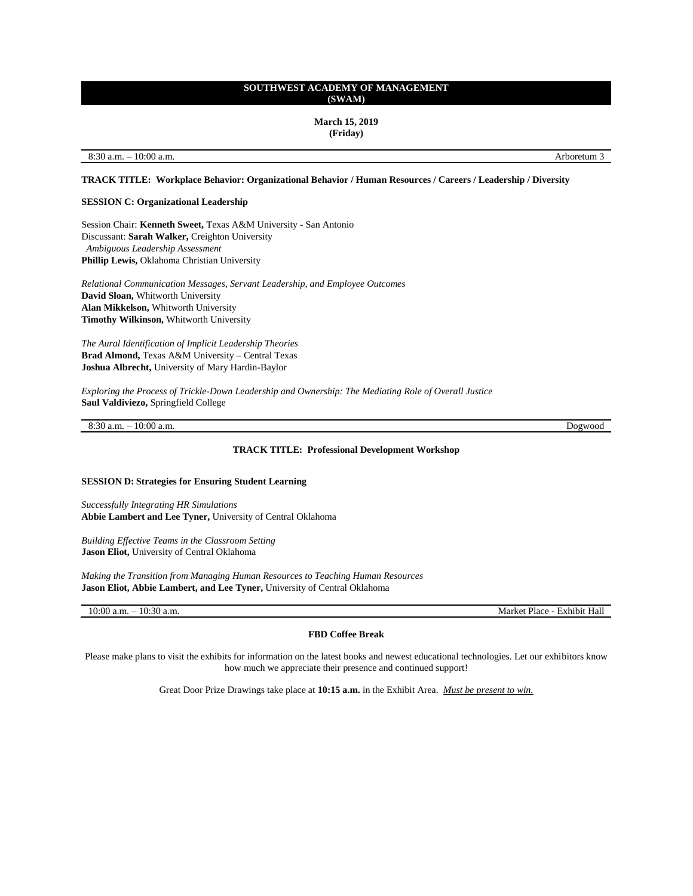## SOUTHWEST ACADEMY OF MANAGEMENT (SWAM)

**March 15, 2019**
**(Friday)**

8:30 a.m. – 10:00 a.m. — Arboretum 3

**TRACK TITLE: Workplace Behavior: Organizational Behavior / Human Resources / Careers / Leadership / Diversity**

**SESSION C: Organizational Leadership**

Session Chair: **Kenneth Sweet,** Texas A&M University - San Antonio
Discussant: **Sarah Walker,** Creighton University

*Ambiguous Leadership Assessment*
**Phillip Lewis,** Oklahoma Christian University

*Relational Communication Messages, Servant Leadership, and Employee Outcomes*
**David Sloan,** Whitworth University
**Alan Mikkelson,** Whitworth University
**Timothy Wilkinson,** Whitworth University

*The Aural Identification of Implicit Leadership Theories*
**Brad Almond,** Texas A&M University – Central Texas
**Joshua Albrecht,** University of Mary Hardin-Baylor

*Exploring the Process of Trickle-Down Leadership and Ownership: The Mediating Role of Overall Justice*
**Saul Valdiviezo,** Springfield College

8:30 a.m. – 10:00 a.m. — Dogwood

**TRACK TITLE: Professional Development Workshop**

**SESSION D: Strategies for Ensuring Student Learning**

*Successfully Integrating HR Simulations*
**Abbie Lambert and Lee Tyner,** University of Central Oklahoma

*Building Effective Teams in the Classroom Setting*
**Jason Eliot,** University of Central Oklahoma

*Making the Transition from Managing Human Resources to Teaching Human Resources*
**Jason Eliot, Abbie Lambert, and Lee Tyner,** University of Central Oklahoma

10:00 a.m. – 10:30 a.m. — Market Place - Exhibit Hall

**FBD Coffee Break**

Please make plans to visit the exhibits for information on the latest books and newest educational technologies. Let our exhibitors know how much we appreciate their presence and continued support!

Great Door Prize Drawings take place at **10:15 a.m.** in the Exhibit Area. *Must be present to win.*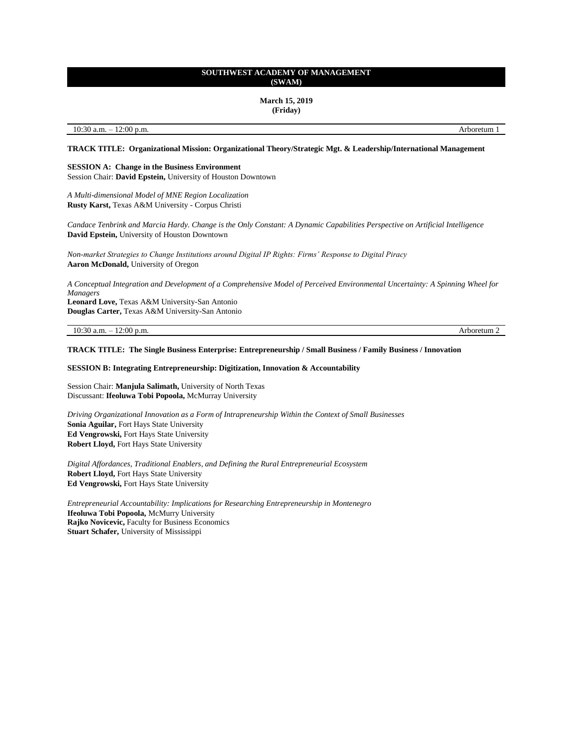**SOUTHWEST ACADEMY OF MANAGEMENT (SWAM)**

**March 15, 2019 (Friday)**

10:30 a.m. – 12:00 p.m. Arboretum 1

**TRACK TITLE: Organizational Mission: Organizational Theory/Strategic Mgt. & Leadership/International Management**

**SESSION A: Change in the Business Environment**
Session Chair: **David Epstein,** University of Houston Downtown

*A Multi-dimensional Model of MNE Region Localization*
**Rusty Karst,** Texas A&M University - Corpus Christi

*Candace Tenbrink and Marcia Hardy. Change is the Only Constant: A Dynamic Capabilities Perspective on Artificial Intelligence*
**David Epstein,** University of Houston Downtown

*Non-market Strategies to Change Institutions around Digital IP Rights: Firms' Response to Digital Piracy*
**Aaron McDonald,** University of Oregon

*A Conceptual Integration and Development of a Comprehensive Model of Perceived Environmental Uncertainty: A Spinning Wheel for Managers*
**Leonard Love,** Texas A&M University-San Antonio
**Douglas Carter,** Texas A&M University-San Antonio

10:30 a.m. – 12:00 p.m. Arboretum 2

**TRACK TITLE: The Single Business Enterprise: Entrepreneurship / Small Business / Family Business / Innovation**

**SESSION B: Integrating Entrepreneurship: Digitization, Innovation & Accountability**

Session Chair: **Manjula Salimath,** University of North Texas
Discussant: **Ifeoluwa Tobi Popoola,** McMurray University

*Driving Organizational Innovation as a Form of Intrapreneurship Within the Context of Small Businesses*
**Sonia Aguilar,** Fort Hays State University
**Ed Vengrowski,** Fort Hays State University
**Robert Lloyd,** Fort Hays State University

*Digital Affordances, Traditional Enablers, and Defining the Rural Entrepreneurial Ecosystem*
**Robert Lloyd,** Fort Hays State University
**Ed Vengrowski,** Fort Hays State University

*Entrepreneurial Accountability: Implications for Researching Entrepreneurship in Montenegro*
**Ifeoluwa Tobi Popoola,** McMurry University
**Rajko Novicevic,** Faculty for Business Economics
**Stuart Schafer,** University of Mississippi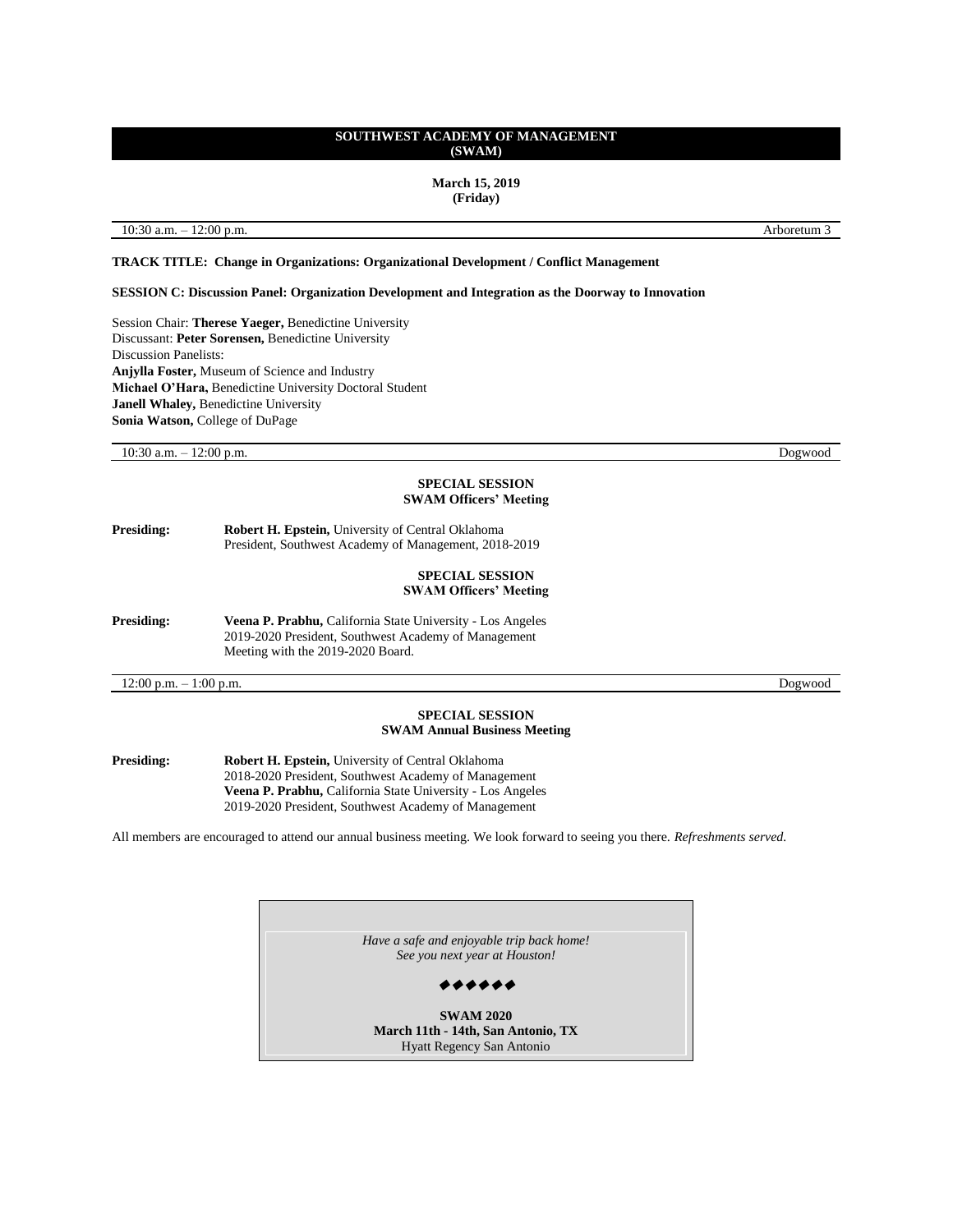**SOUTHWEST ACADEMY OF MANAGEMENT (SWAM)**

**March 15, 2019**
**(Friday)**

10:30 a.m. – 12:00 p.m. Arboretum 3

**TRACK TITLE: Change in Organizations: Organizational Development / Conflict Management**

**SESSION C: Discussion Panel: Organization Development and Integration as the Doorway to Innovation**

Session Chair: **Therese Yaeger,** Benedictine University
Discussant: **Peter Sorensen,** Benedictine University
Discussion Panelists:
**Anjylla Foster,** Museum of Science and Industry
**Michael O'Hara,** Benedictine University Doctoral Student
**Janell Whaley,** Benedictine University
**Sonia Watson,** College of DuPage

10:30 a.m. – 12:00 p.m. Dogwood

**SPECIAL SESSION**
**SWAM Officers' Meeting**

**Presiding:** **Robert H. Epstein,** University of Central Oklahoma
President, Southwest Academy of Management, 2018-2019

**SPECIAL SESSION**
**SWAM Officers' Meeting**

**Presiding:** **Veena P. Prabhu,** California State University - Los Angeles
2019-2020 President, Southwest Academy of Management
Meeting with the 2019-2020 Board.

12:00 p.m. – 1:00 p.m. Dogwood

**SPECIAL SESSION**
**SWAM Annual Business Meeting**

**Presiding:** **Robert H. Epstein,** University of Central Oklahoma
2018-2020 President, Southwest Academy of Management
**Veena P. Prabhu,** California State University - Los Angeles
2019-2020 President, Southwest Academy of Management

All members are encouraged to attend our annual business meeting. We look forward to seeing you there. *Refreshments served.*

*Have a safe and enjoyable trip back home!*
*See you next year at Houston!*

◆◆◆◆◆◆

**SWAM 2020**
**March 11th - 14th, San Antonio, TX**
Hyatt Regency San Antonio